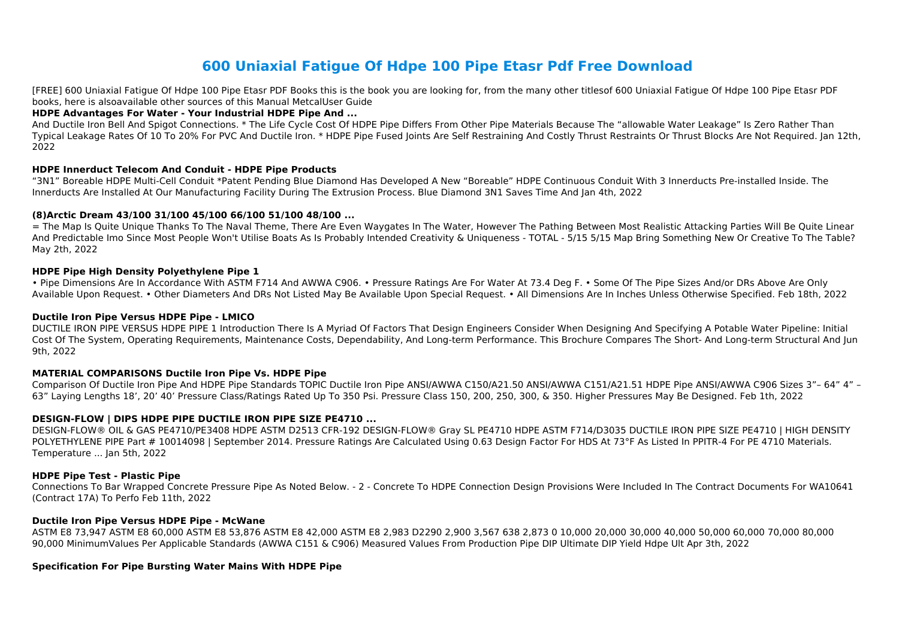# 600 Uniaxial Fatigue Of Hdpe 100 Pipe Etasr Pdf Free Download

[FREE] 600 Uniaxial Fatigue Of Hdpe 100 Pipe Etasr PDF Books this is the book you are looking for, from the many other titlesof 600 Uniaxial Fatigue Of Hdpe 100 Pipe Etasr PDF books, here is alsoavailable other sources of this Manual MetcalUser Guide

**HDPE Advantages For Water - Your Industrial HDPE Pipe And ...**

And Ductile Iron Bell And Spigot Connections. * The Life Cycle Cost Of HDPE Pipe Differs From Other Pipe Materials Because The "allowable Water Leakage" Is Zero Rather Than Typical Leakage Rates Of 10 To 20% For PVC And Ductile Iron. * HDPE Pipe Fused Joints Are Self Restraining And Costly Thrust Restraints Or Thrust Blocks Are Not Required. Jan 12th, 2022

**HDPE Innerduct Telecom And Conduit - HDPE Pipe Products**

"3N1" Boreable HDPE Multi-Cell Conduit *Patent Pending Blue Diamond Has Developed A New "Boreable" HDPE Continuous Conduit With 3 Innerducts Pre-installed Inside. The Innerducts Are Installed At Our Manufacturing Facility During The Extrusion Process. Blue Diamond 3N1 Saves Time And Jan 4th, 2022

**(8)Arctic Dream 43/100 31/100 45/100 66/100 51/100 48/100 ...**

= The Map Is Quite Unique Thanks To The Naval Theme, There Are Even Waygates In The Water, However The Pathing Between Most Realistic Attacking Parties Will Be Quite Linear And Predictable Imo Since Most People Won't Utilise Boats As Is Probably Intended Creativity & Uniqueness - TOTAL - 5/15 5/15 Map Bring Something New Or Creative To The Table? May 2th, 2022

**HDPE Pipe High Density Polyethylene Pipe 1**

• Pipe Dimensions Are In Accordance With ASTM F714 And AWWA C906. • Pressure Ratings Are For Water At 73.4 Deg F. • Some Of The Pipe Sizes And/or DRs Above Are Only Available Upon Request. • Other Diameters And DRs Not Listed May Be Available Upon Special Request. • All Dimensions Are In Inches Unless Otherwise Specified. Feb 18th, 2022

**Ductile Iron Pipe Versus HDPE Pipe - LMICO**

DUCTILE IRON PIPE VERSUS HDPE PIPE 1 Introduction There Is A Myriad Of Factors That Design Engineers Consider When Designing And Specifying A Potable Water Pipeline: Initial Cost Of The System, Operating Requirements, Maintenance Costs, Dependability, And Long-term Performance. This Brochure Compares The Short- And Long-term Structural And Jun 9th, 2022

**MATERIAL COMPARISONS Ductile Iron Pipe Vs. HDPE Pipe**

Comparison Of Ductile Iron Pipe And HDPE Pipe Standards TOPIC Ductile Iron Pipe ANSI/AWWA C150/A21.50 ANSI/AWWA C151/A21.51 HDPE Pipe ANSI/AWWA C906 Sizes 3"– 64" 4" – 63" Laying Lengths 18', 20' 40' Pressure Class/Ratings Rated Up To 350 Psi. Pressure Class 150, 200, 250, 300, & 350. Higher Pressures May Be Designed. Feb 1th, 2022

**DESIGN-FLOW | DIPS HDPE PIPE DUCTILE IRON PIPE SIZE PE4710 ...**

DESIGN-FLOW® OIL & GAS PE4710/PE3408 HDPE ASTM D2513 CFR-192 DESIGN-FLOW® Gray SL PE4710 HDPE ASTM F714/D3035 DUCTILE IRON PIPE SIZE PE4710 | HIGH DENSITY POLYETHYLENE PIPE Part # 10014098 | September 2014. Pressure Ratings Are Calculated Using 0.63 Design Factor For HDS At 73°F As Listed In PPITR-4 For PE 4710 Materials. Temperature ... Jan 5th, 2022

**HDPE Pipe Test - Plastic Pipe**

Connections To Bar Wrapped Concrete Pressure Pipe As Noted Below. - 2 - Concrete To HDPE Connection Design Provisions Were Included In The Contract Documents For WA10641 (Contract 17A) To Perfo Feb 11th, 2022

**Ductile Iron Pipe Versus HDPE Pipe - McWane**

ASTM E8 73,947 ASTM E8 60,000 ASTM E8 53,876 ASTM E8 42,000 ASTM E8 2,983 D2290 2,900 3,567 638 2,873 0 10,000 20,000 30,000 40,000 50,000 60,000 70,000 80,000 90,000 MinimumValues Per Applicable Standards (AWWA C151 & C906) Measured Values From Production Pipe DIP Ultimate DIP Yield Hdpe Ult Apr 3th, 2022

**Specification For Pipe Bursting Water Mains With HDPE Pipe**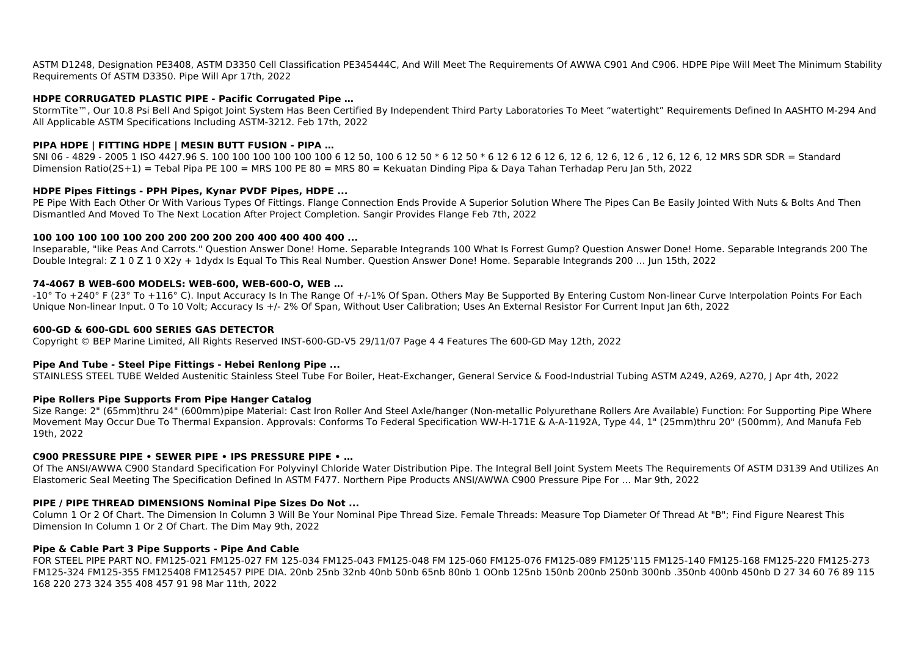ASTM D1248, Designation PE3408, ASTM D3350 Cell Classification PE345444C, And Will Meet The Requirements Of AWWA C901 And C906. HDPE Pipe Will Meet The Minimum Stability Requirements Of ASTM D3350. Pipe Will Apr 17th, 2022

### HDPE CORRUGATED PLASTIC PIPE - Pacific Corrugated Pipe …

StormTite™, Our 10.8 Psi Bell And Spigot Joint System Has Been Certified By Independent Third Party Laboratories To Meet "watertight" Requirements Defined In AASHTO M-294 And All Applicable ASTM Specifications Including ASTM-3212. Feb 17th, 2022

### PIPA HDPE | FITTING HDPE | MESIN BUTT FUSION - PIPA …

SNI 06 - 4829 - 2005 1 ISO 4427.96 S. 100 100 100 100 100 100 6 12 50, 100 6 12 50 * 6 12 50 * 6 12 6 12 6 12 6, 12 6, 12 6, 12 6 , 12 6, 12 6, 12 MRS SDR SDR = Standard Dimension Ratio(2S+1) = Tebal Pipa PE 100 = MRS 100 PE 80 = MRS 80 = Kekuatan Dinding Pipa & Daya Tahan Terhadap Peru Jan 5th, 2022

### HDPE Pipes Fittings - PPH Pipes, Kynar PVDF Pipes, HDPE ...

PE Pipe With Each Other Or With Various Types Of Fittings. Flange Connection Ends Provide A Superior Solution Where The Pipes Can Be Easily Jointed With Nuts & Bolts And Then Dismantled And Moved To The Next Location After Project Completion. Sangir Provides Flange Feb 7th, 2022

### 100 100 100 100 100 200 200 200 200 200 400 400 400 400 ...

Inseparable, "like Peas And Carrots." Question Answer Done! Home. Separable Integrands 100 What Is Forrest Gump? Question Answer Done! Home. Separable Integrands 200 The Double Integral: Z 1 0 Z 1 0 X2y + 1dydx Is Equal To This Real Number. Question Answer Done! Home. Separable Integrands 200 … Jun 15th, 2022

### 74-4067 B WEB-600 MODELS: WEB-600, WEB-600-O, WEB …

-10° To +240° F (23° To +116° C). Input Accuracy Is In The Range Of +/-1% Of Span. Others May Be Supported By Entering Custom Non-linear Curve Interpolation Points For Each Unique Non-linear Input. 0 To 10 Volt; Accuracy Is +/- 2% Of Span, Without User Calibration; Uses An External Resistor For Current Input Jan 6th, 2022

### 600-GD & 600-GDL 600 SERIES GAS DETECTOR

Copyright © BEP Marine Limited, All Rights Reserved INST-600-GD-V5 29/11/07 Page 4 4 Features The 600-GD May 12th, 2022

### Pipe And Tube - Steel Pipe Fittings - Hebei Renlong Pipe ...

STAINLESS STEEL TUBE Welded Austenitic Stainless Steel Tube For Boiler, Heat-Exchanger, General Service & Food-Industrial Tubing ASTM A249, A269, A270, J Apr 4th, 2022

### Pipe Rollers Pipe Supports From Pipe Hanger Catalog

Size Range: 2" (65mm)thru 24" (600mm)pipe Material: Cast Iron Roller And Steel Axle/hanger (Non-metallic Polyurethane Rollers Are Available) Function: For Supporting Pipe Where Movement May Occur Due To Thermal Expansion. Approvals: Conforms To Federal Specification WW-H-171E & A-A-1192A, Type 44, 1" (25mm)thru 20" (500mm), And Manufa Feb 19th, 2022

### C900 PRESSURE PIPE • SEWER PIPE • IPS PRESSURE PIPE • …

Of The ANSI/AWWA C900 Standard Specification For Polyvinyl Chloride Water Distribution Pipe. The Integral Bell Joint System Meets The Requirements Of ASTM D3139 And Utilizes An Elastomeric Seal Meeting The Specification Defined In ASTM F477. Northern Pipe Products ANSI/AWWA C900 Pressure Pipe For … Mar 9th, 2022

### PIPE / PIPE THREAD DIMENSIONS Nominal Pipe Sizes Do Not ...

Column 1 Or 2 Of Chart. The Dimension In Column 3 Will Be Your Nominal Pipe Thread Size. Female Threads: Measure Top Diameter Of Thread At "B"; Find Figure Nearest This Dimension In Column 1 Or 2 Of Chart. The Dim May 9th, 2022

### Pipe & Cable Part 3 Pipe Supports - Pipe And Cable

FOR STEEL PIPE PART NO. FM125-021 FM125-027 FM 125-034 FM125-043 FM125-048 FM 125-060 FM125-076 FM125-089 FM125'115 FM125-140 FM125-168 FM125-220 FM125-273 FM125-324 FM125-355 FM125408 FM125457 PIPE DIA. 20nb 25nb 32nb 40nb 50nb 65nb 80nb 1 OOnb 125nb 150nb 200nb 250nb 300nb .350nb 400nb 450nb D 27 34 60 76 89 115 168 220 273 324 355 408 457 91 98 Mar 11th, 2022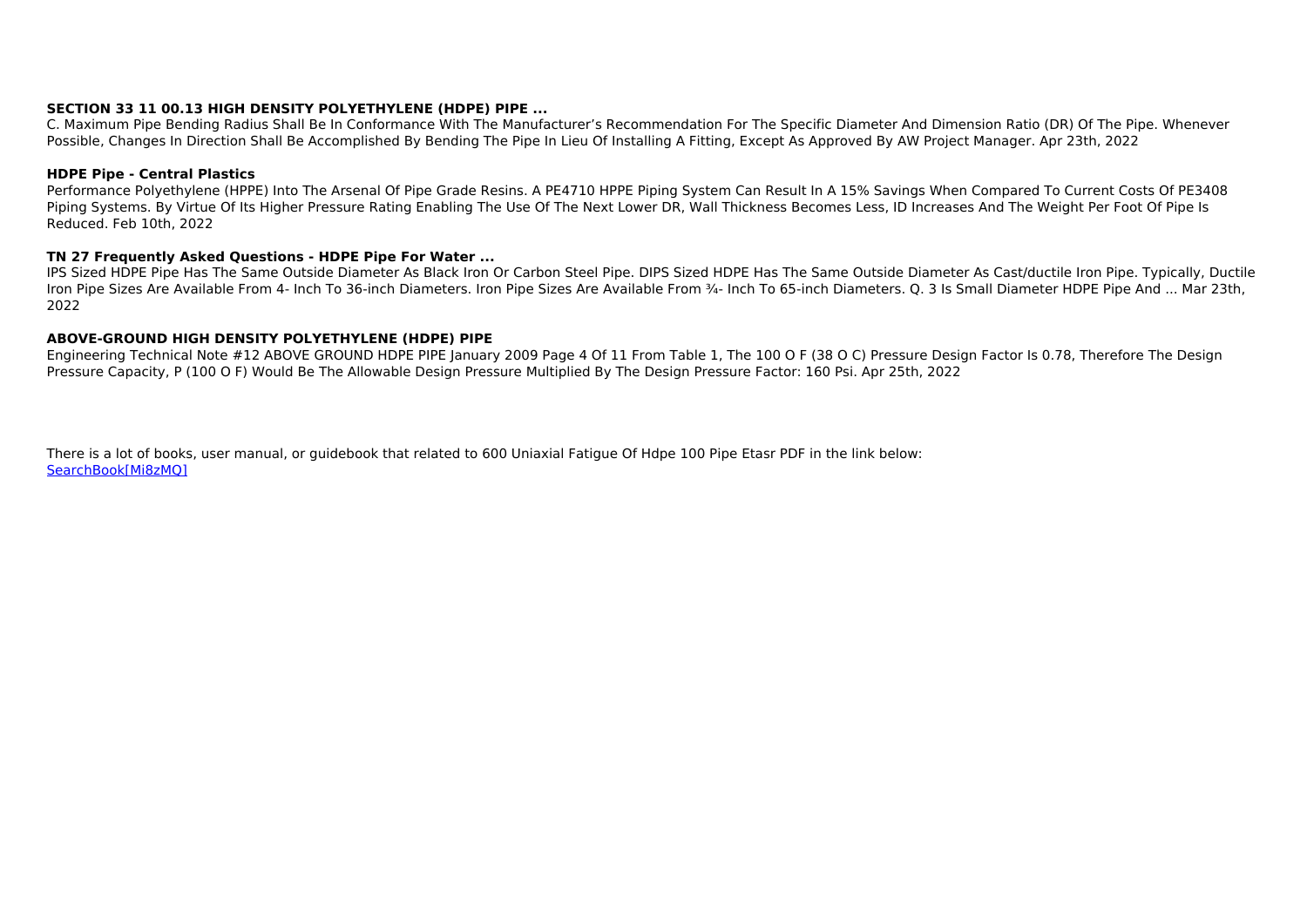**SECTION 33 11 00.13 HIGH DENSITY POLYETHYLENE (HDPE) PIPE ...**

C. Maximum Pipe Bending Radius Shall Be In Conformance With The Manufacturer's Recommendation For The Specific Diameter And Dimension Ratio (DR) Of The Pipe. Whenever Possible, Changes In Direction Shall Be Accomplished By Bending The Pipe In Lieu Of Installing A Fitting, Except As Approved By AW Project Manager. Apr 23th, 2022

**HDPE Pipe - Central Plastics**

Performance Polyethylene (HPPE) Into The Arsenal Of Pipe Grade Resins. A PE4710 HPPE Piping System Can Result In A 15% Savings When Compared To Current Costs Of PE3408 Piping Systems. By Virtue Of Its Higher Pressure Rating Enabling The Use Of The Next Lower DR, Wall Thickness Becomes Less, ID Increases And The Weight Per Foot Of Pipe Is Reduced. Feb 10th, 2022

**TN 27 Frequently Asked Questions - HDPE Pipe For Water ...**

IPS Sized HDPE Pipe Has The Same Outside Diameter As Black Iron Or Carbon Steel Pipe. DIPS Sized HDPE Has The Same Outside Diameter As Cast/ductile Iron Pipe. Typically, Ductile Iron Pipe Sizes Are Available From 4- Inch To 36-inch Diameters. Iron Pipe Sizes Are Available From ¾- Inch To 65-inch Diameters. Q. 3 Is Small Diameter HDPE Pipe And ... Mar 23th, 2022

**ABOVE-GROUND HIGH DENSITY POLYETHYLENE (HDPE) PIPE**

Engineering Technical Note #12 ABOVE GROUND HDPE PIPE January 2009 Page 4 Of 11 From Table 1, The 100 O F (38 O C) Pressure Design Factor Is 0.78, Therefore The Design Pressure Capacity, P (100 O F) Would Be The Allowable Design Pressure Multiplied By The Design Pressure Factor: 160 Psi. Apr 25th, 2022

There is a lot of books, user manual, or guidebook that related to 600 Uniaxial Fatigue Of Hdpe 100 Pipe Etasr PDF in the link below:
SearchBook[Mi8zMQ]